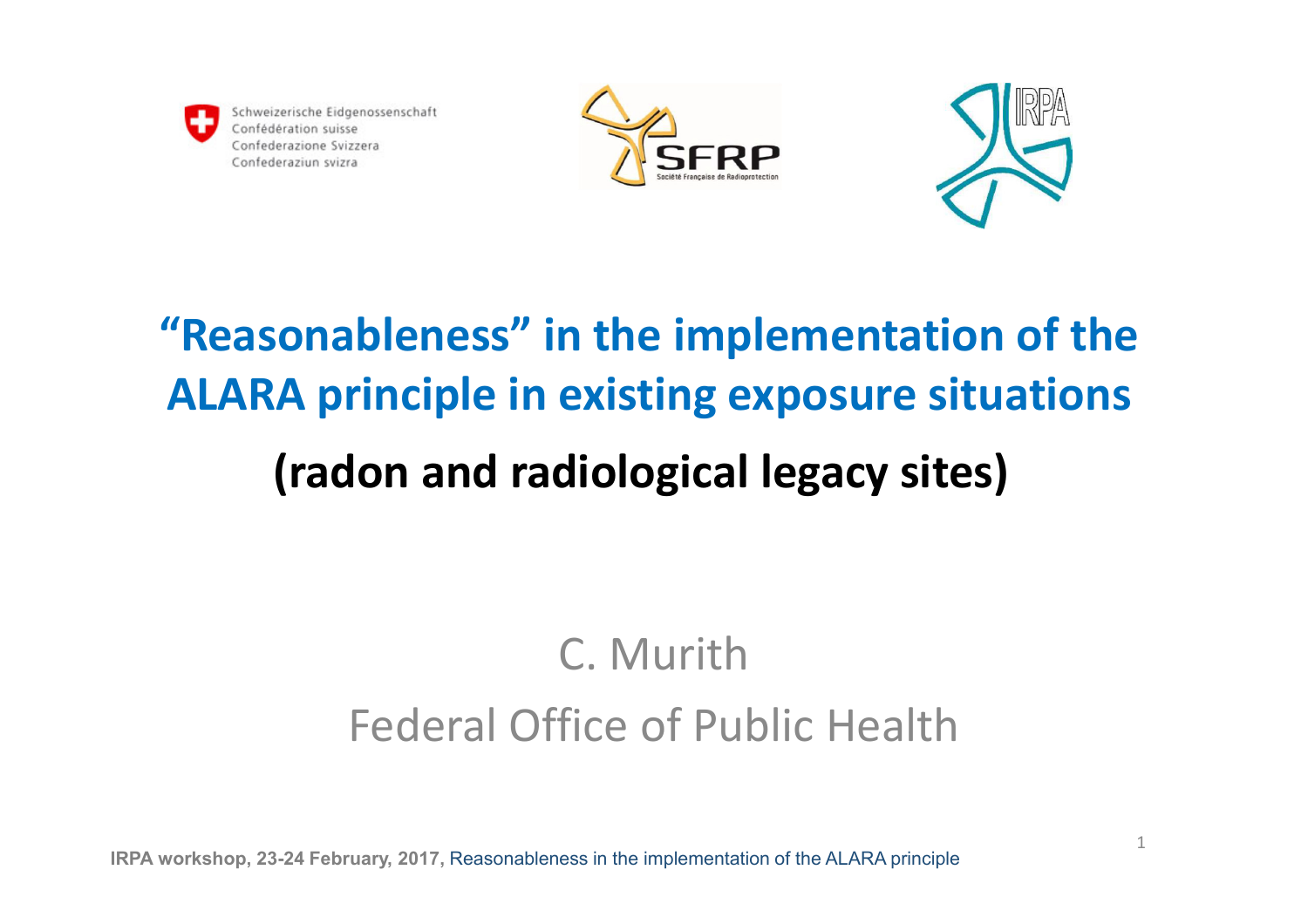Schweizerische Eidgenossenschaft
Confédération suisse
Confederazione Svizzera
Confederaziun svizra

SFRP
Société Française de Radioprotection

IRPA

# “Reasonableness” in the implementation of the ALARA principle in existing exposure situations

## (radon and radiological legacy sites)

C. Murith

Federal Office of Public Health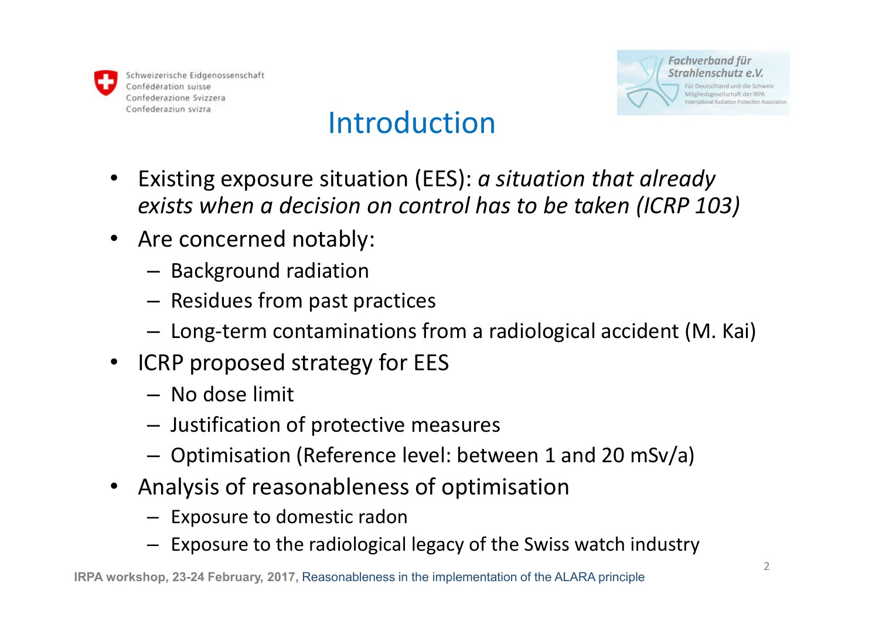# Introduction

- Existing exposure situation (EES): *a situation that already exists when a decision on control has to be taken (ICRP 103)*
- Are concerned notably:
  - Background radiation
  - Residues from past practices
  - Long-term contaminations from a radiological accident (M. Kai)
- ICRP proposed strategy for EES
  - No dose limit
  - Justification of protective measures
  - Optimisation (Reference level: between 1 and 20 mSv/a)
- Analysis of reasonableness of optimisation
  - Exposure to domestic radon
  - Exposure to the radiological legacy of the Swiss watch industry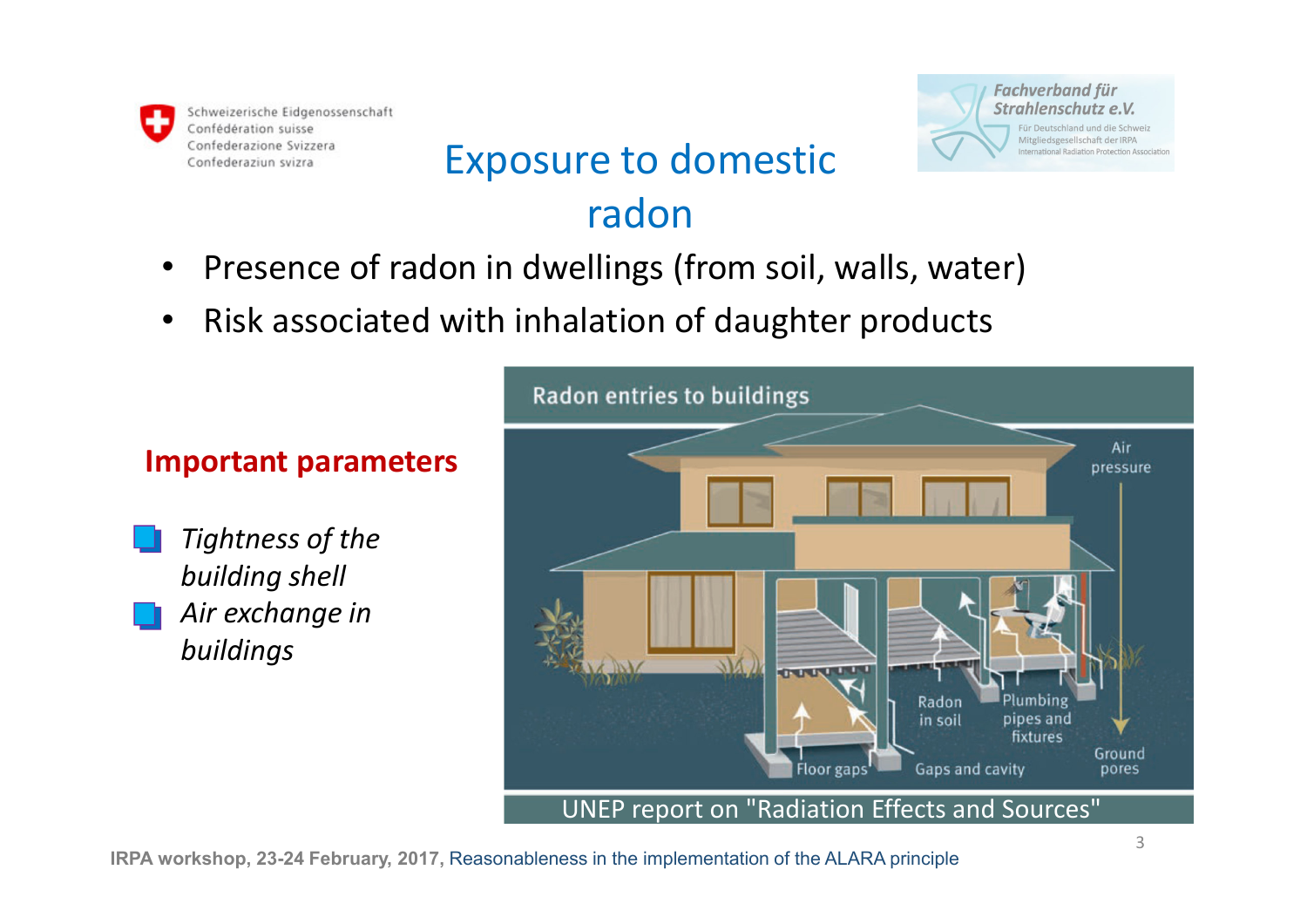# Exposure to domestic radon

- Presence of radon in dwellings (from soil, walls, water)
- Risk associated with inhalation of daughter products

**Important parameters**

- *Tightness of the building shell*
- *Air exchange in buildings*

UNEP report on "Radiation Effects and Sources"

IRPA workshop, 23-24 February, 2017, Reasonableness in the implementation of the ALARA principle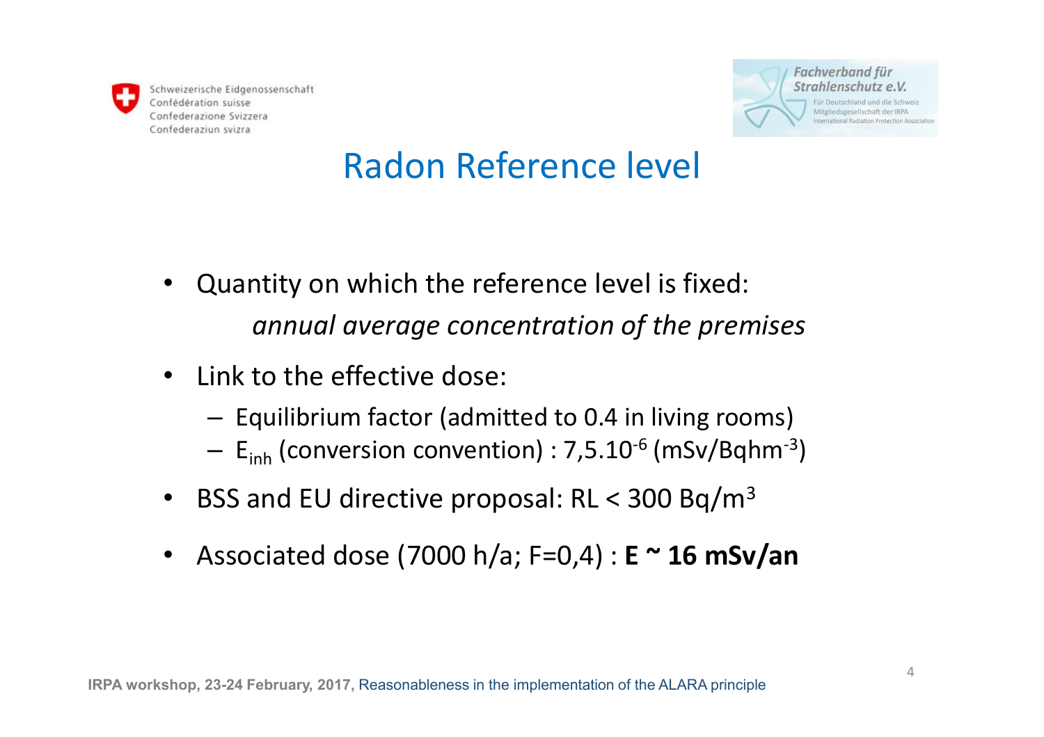# Radon Reference level

- Quantity on which the reference level is fixed:

  *annual average concentration of the premises*

- Link to the effective dose:
  - Equilibrium factor (admitted to 0.4 in living rooms)
  - $E_{inh}$ (conversion convention) : $7{,}5.10^{-6}$ (mSv/Bqhm$^{-3}$)

- BSS and EU directive proposal: RL < 300 Bq/m$^{3}$

- Associated dose (7000 h/a; F=0,4) : **E ~ 16 mSv/an**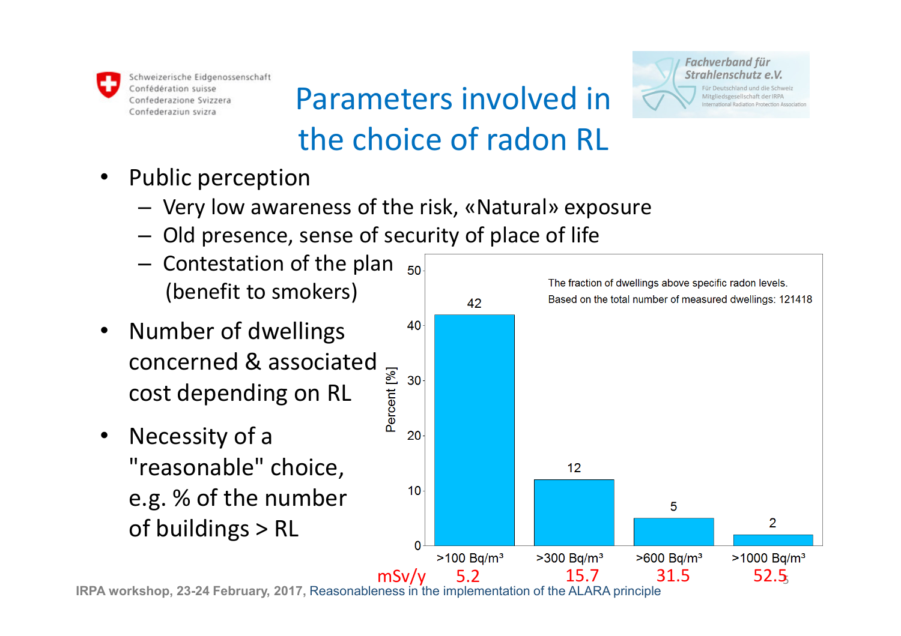# Parameters involved in the choice of radon RL

- Public perception
  - Very low awareness of the risk, «Natural» exposure
  - Old presence, sense of security of place of life
  - Contestation of the plan (benefit to smokers)
- Number of dwellings concerned & associated cost depending on RL
- Necessity of a "reasonable" choice, e.g. % of the number of buildings > RL

The fraction of dwellings above specific radon levels.
Based on the total number of measured dwellings: 121418

Percent [%]

0
10
20
30
40
50

42
12
5
2

>100 Bq/m³
>300 Bq/m³
>600 Bq/m³
>1000 Bq/m³

mSv/y 5.2 15.7 31.5 52.5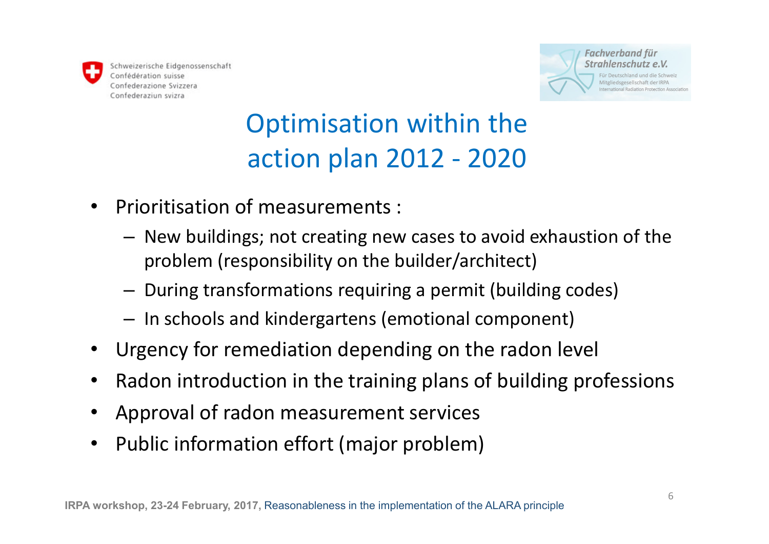# Optimisation within the action plan 2012 - 2020

- Prioritisation of measurements :
  - New buildings; not creating new cases to avoid exhaustion of the problem (responsibility on the builder/architect)
  - During transformations requiring a permit (building codes)
  - In schools and kindergartens (emotional component)
- Urgency for remediation depending on the radon level
- Radon introduction in the training plans of building professions
- Approval of radon measurement services
- Public information effort (major problem)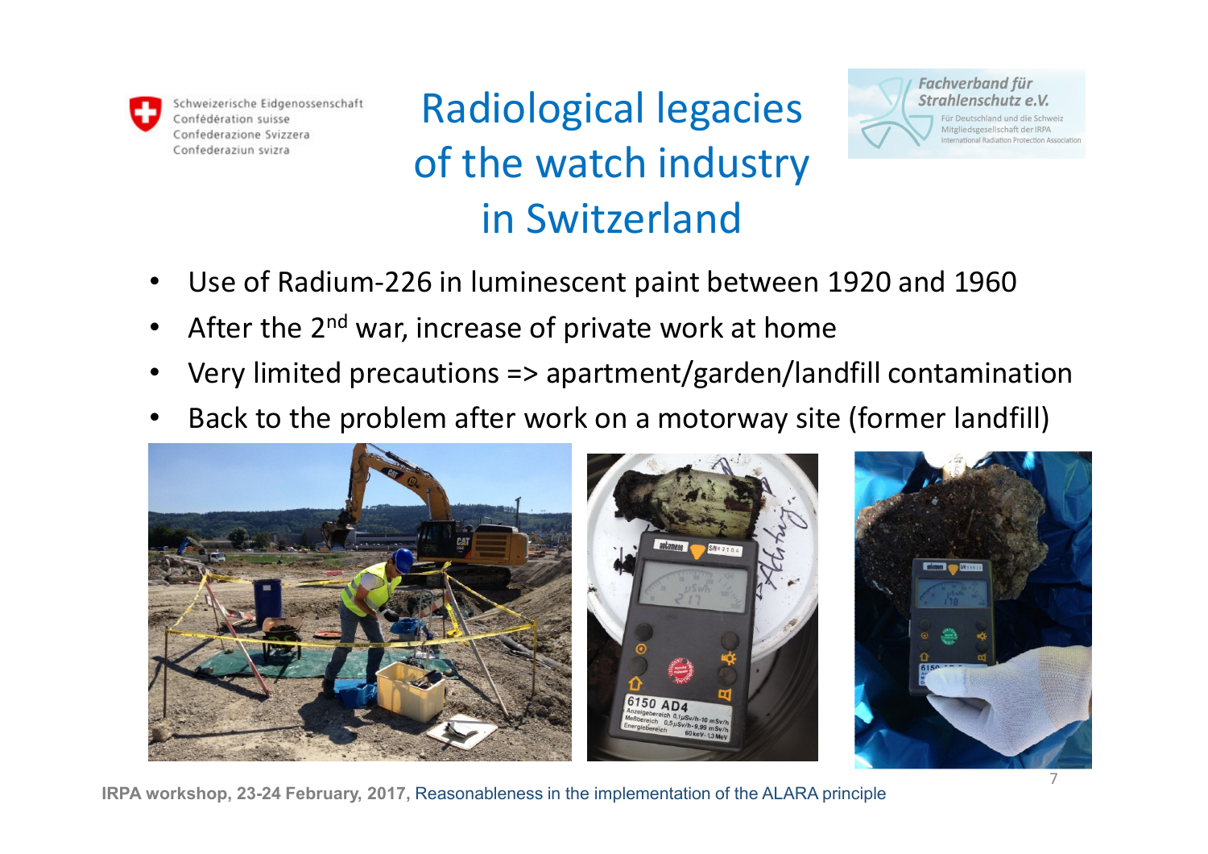# Radiological legacies of the watch industry in Switzerland

- Use of Radium-226 in luminescent paint between 1920 and 1960
- After the 2nd war, increase of private work at home
- Very limited precautions => apartment/garden/landfill contamination
- Back to the problem after work on a motorway site (former landfill)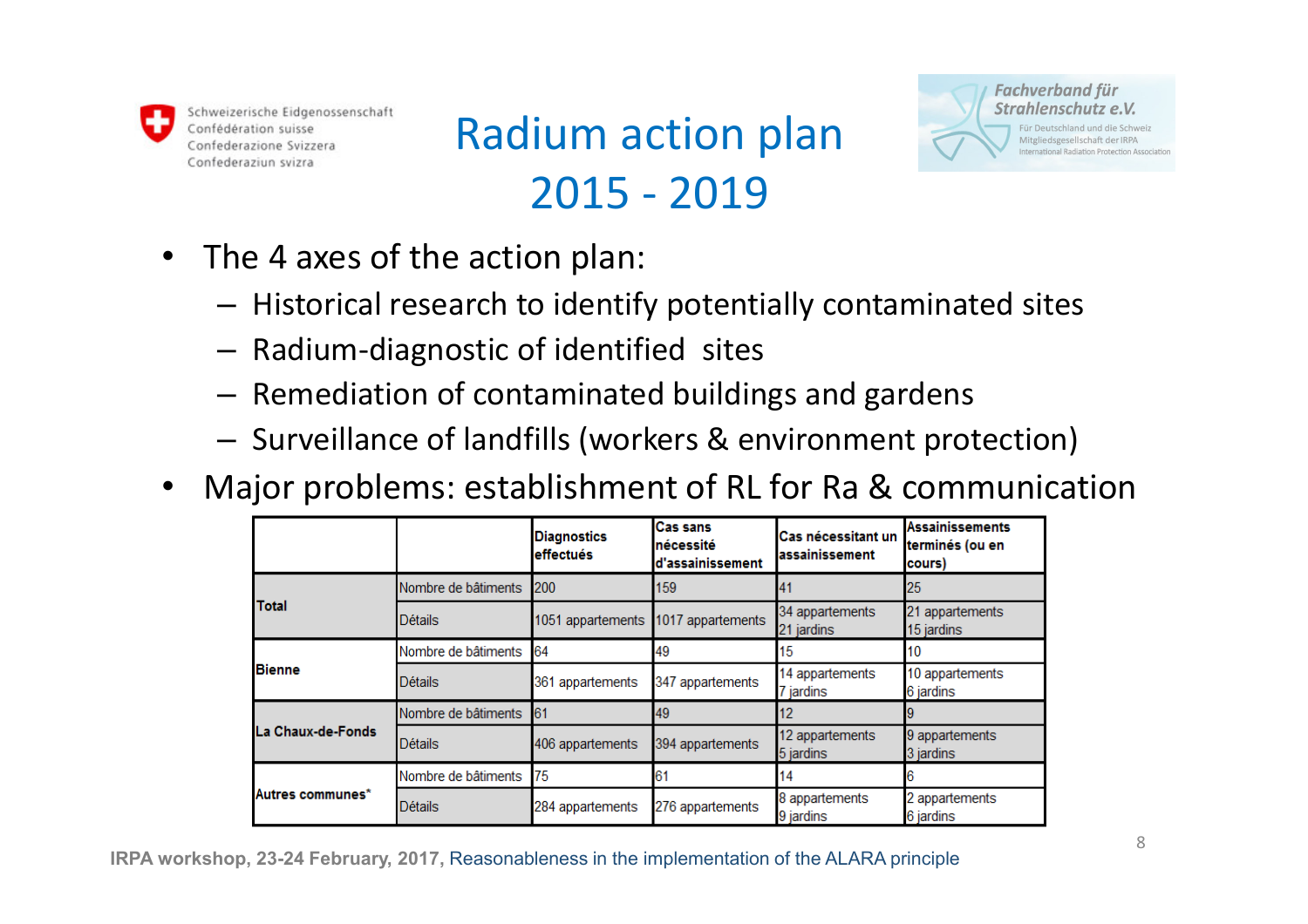# Radium action plan 2015 - 2019

- The 4 axes of the action plan:
  - Historical research to identify potentially contaminated sites
  - Radium-diagnostic of identified sites
  - Remediation of contaminated buildings and gardens
  - Surveillance of landfills (workers & environment protection)
- Major problems: establishment of RL for Ra & communication

| | | Diagnostics effectués | Cas sans nécessité d'assainissement | Cas nécessitant un assainissement | Assainissements terminés (ou en cours) |
|---|---|---|---|---|---|
| **Total** | Nombre de bâtiments | 200 | 159 | 41 | 25 |
| | Détails | 1051 appartements | 1017 appartements | 34 appartements<br>21 jardins | 21 appartements<br>15 jardins |
| **Bienne** | Nombre de bâtiments | 64 | 49 | 15 | 10 |
| | Détails | 361 appartements | 347 appartements | 14 appartements<br>7 jardins | 10 appartements<br>6 jardins |
| **La Chaux-de-Fonds** | Nombre de bâtiments | 61 | 49 | 12 | 9 |
| | Détails | 406 appartements | 394 appartements | 12 appartements<br>5 jardins | 9 appartements<br>3 jardins |
| **Autres communes*** | Nombre de bâtiments | 75 | 61 | 14 | 6 |
| | Détails | 284 appartements | 276 appartements | 8 appartements<br>9 jardins | 2 appartements<br>6 jardins |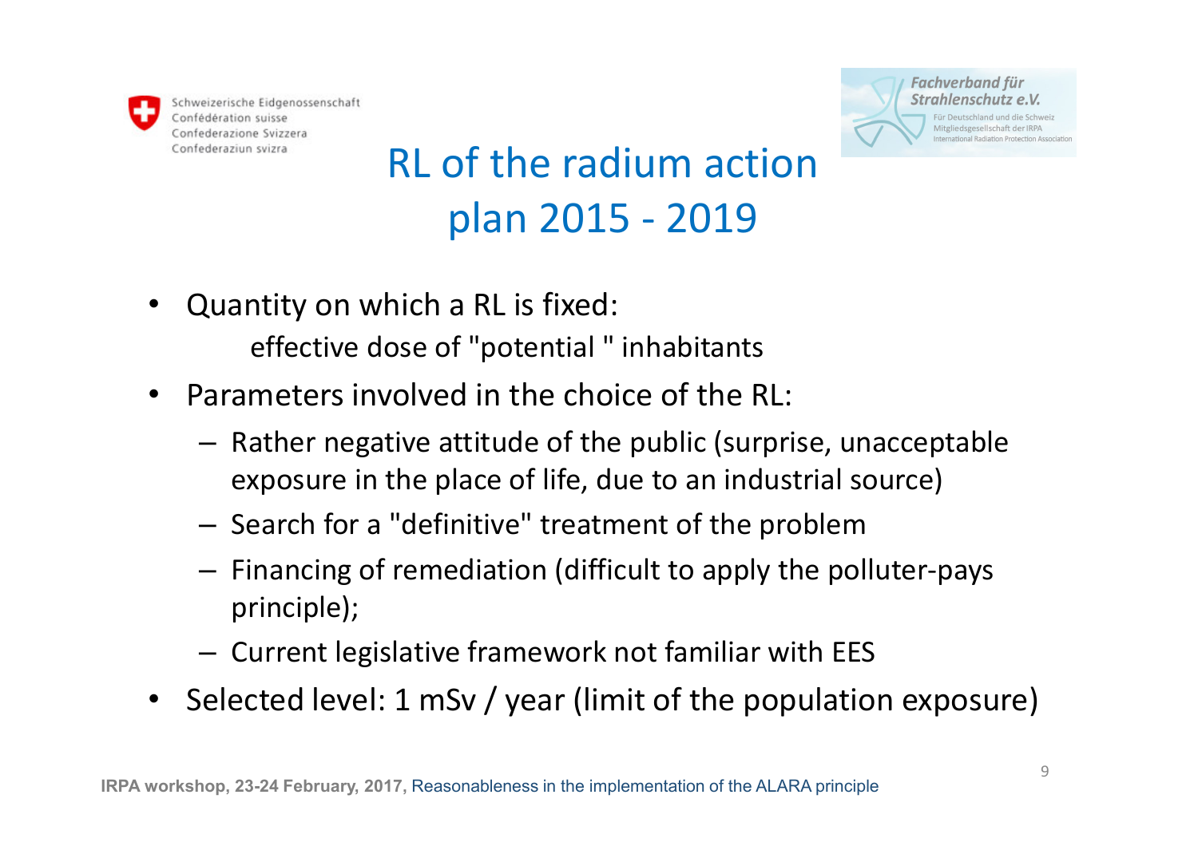# RL of the radium action plan 2015 - 2019

- Quantity on which a RL is fixed:
  effective dose of "potential " inhabitants
- Parameters involved in the choice of the RL:
  - Rather negative attitude of the public (surprise, unacceptable exposure in the place of life, due to an industrial source)
  - Search for a "definitive" treatment of the problem
  - Financing of remediation (difficult to apply the polluter-pays principle);
  - Current legislative framework not familiar with EES
- Selected level: 1 mSv / year (limit of the population exposure)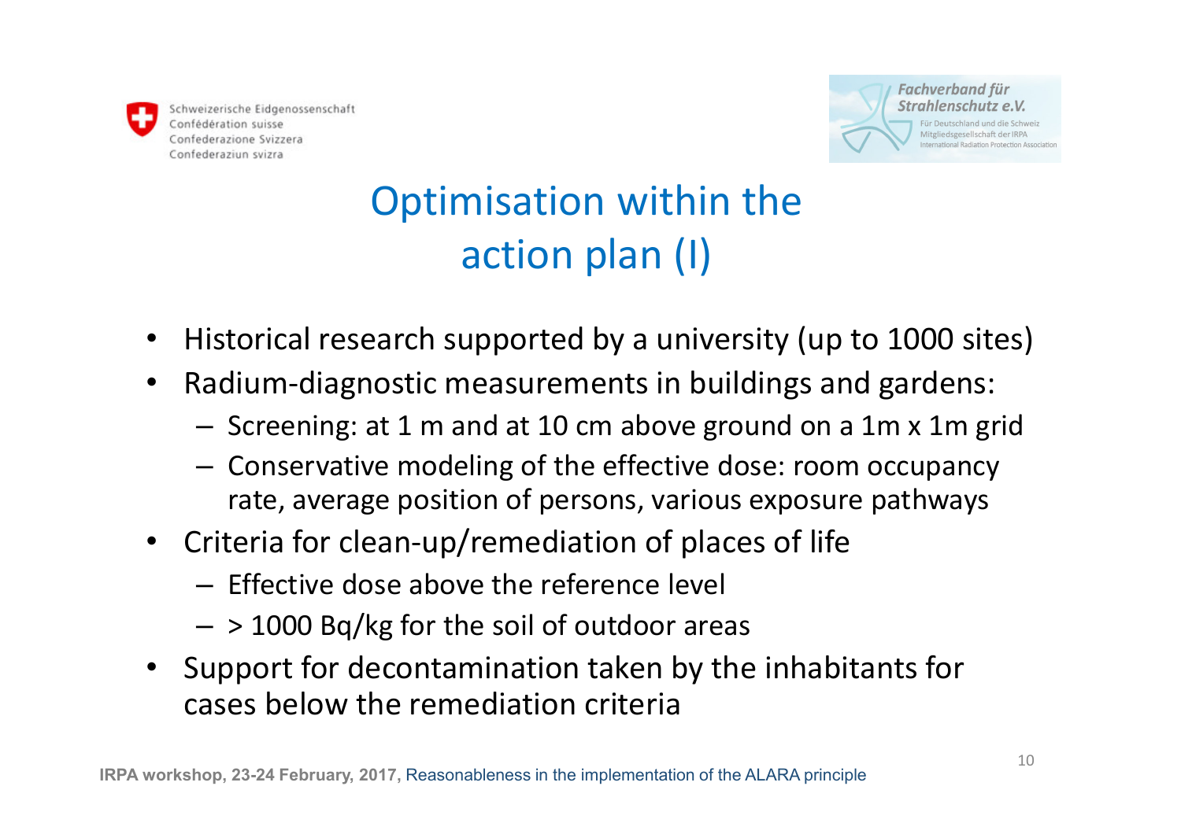# Optimisation within the action plan (I)

- Historical research supported by a university (up to 1000 sites)
- Radium-diagnostic measurements in buildings and gardens:
  - Screening: at 1 m and at 10 cm above ground on a 1m x 1m grid
  - Conservative modeling of the effective dose: room occupancy rate, average position of persons, various exposure pathways
- Criteria for clean-up/remediation of places of life
  - Effective dose above the reference level
  - > 1000 Bq/kg for the soil of outdoor areas
- Support for decontamination taken by the inhabitants for cases below the remediation criteria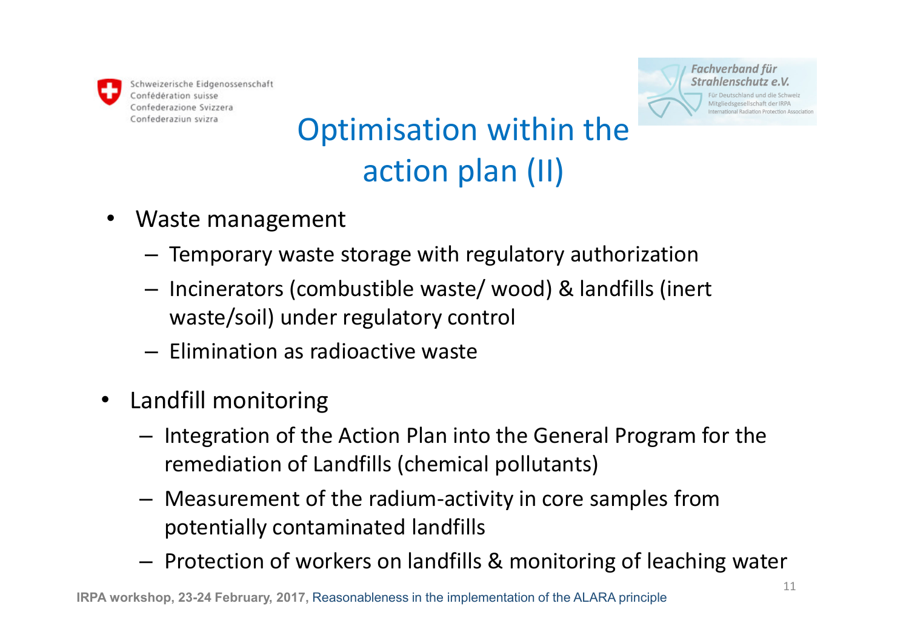# Optimisation within the action plan (II)

- Waste management
  - Temporary waste storage with regulatory authorization
  - Incinerators (combustible waste/ wood) & landfills (inert waste/soil) under regulatory control
  - Elimination as radioactive waste
- Landfill monitoring
  - Integration of the Action Plan into the General Program for the remediation of Landfills (chemical pollutants)
  - Measurement of the radium-activity in core samples from potentially contaminated landfills
  - Protection of workers on landfills & monitoring of leaching water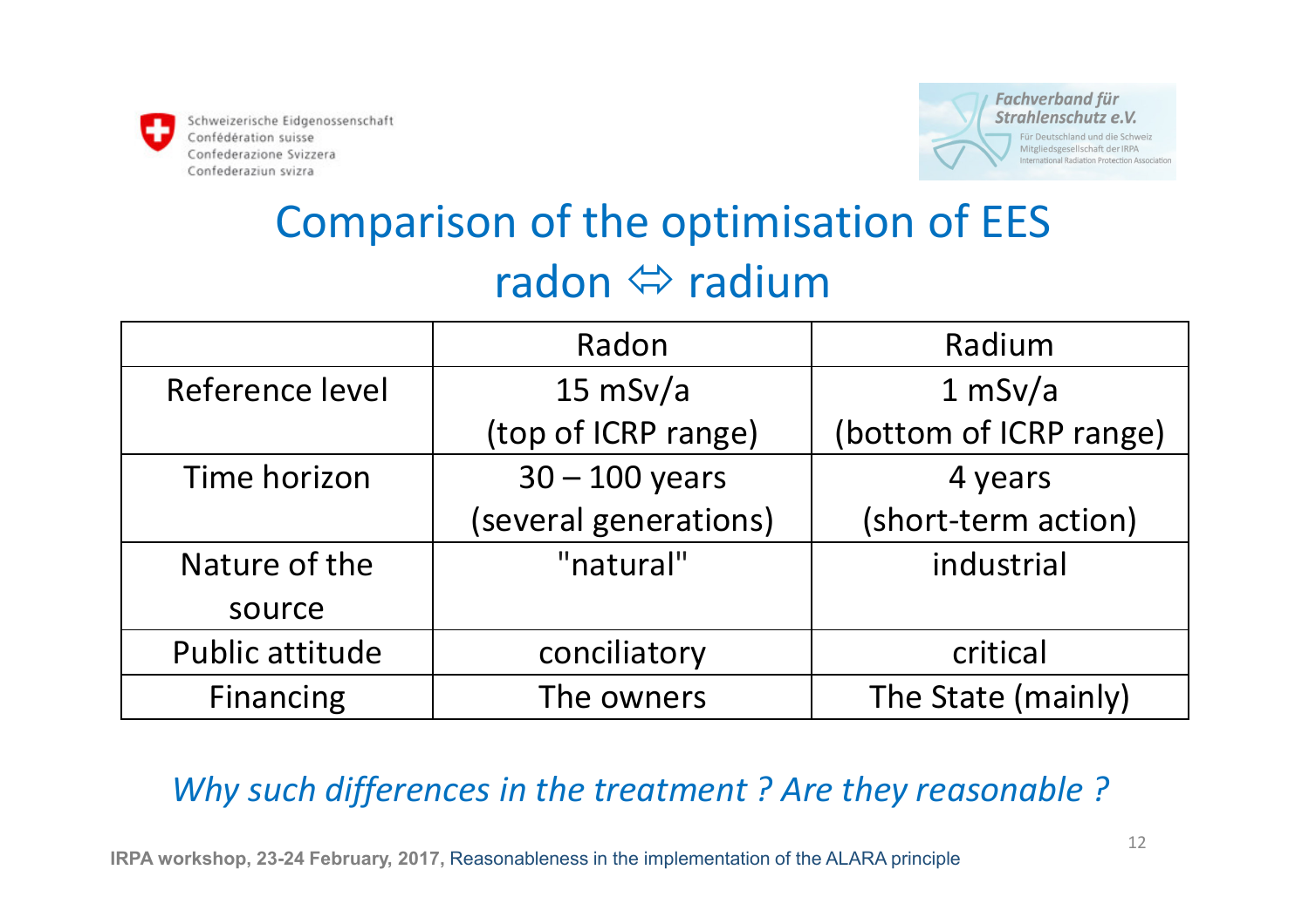# Comparison of the optimisation of EES radon ⇔ radium

| | Radon | Radium |
|---|---|---|
| Reference level | 15 mSv/a (top of ICRP range) | 1 mSv/a (bottom of ICRP range) |
| Time horizon | 30 – 100 years (several generations) | 4 years (short-term action) |
| Nature of the source | "natural" | industrial |
| Public attitude | conciliatory | critical |
| Financing | The owners | The State (mainly) |

*Why such differences in the treatment ? Are they reasonable ?*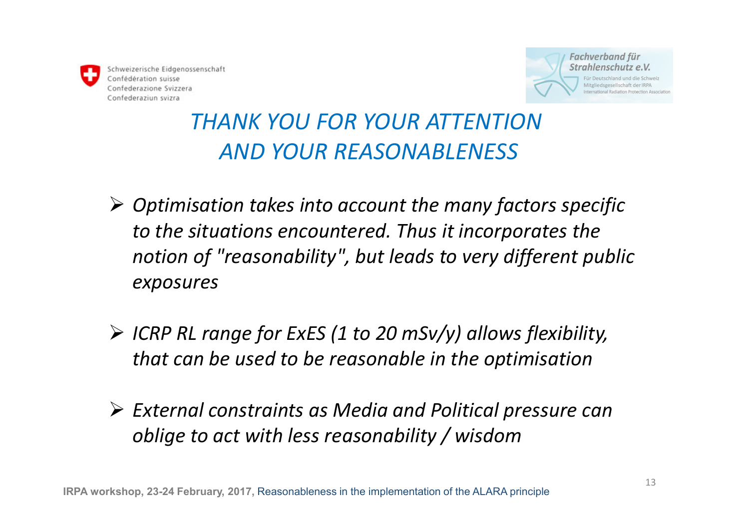Schweizerische Eidgenossenschaft
Confédération suisse
Confederazione Svizzera
Confederaziun svizra

Fachverband für Strahlenschutz e.V.
Für Deutschland und die Schweiz
Mitgliedsgesellschaft der IRPA
International Radiation Protection Association

# *THANK YOU FOR YOUR ATTENTION AND YOUR REASONABLENESS*

- *Optimisation takes into account the many factors specific to the situations encountered. Thus it incorporates the notion of "reasonability", but leads to very different public exposures*

- *ICRP RL range for ExES (1 to 20 mSv/y) allows flexibility, that can be used to be reasonable in the optimisation*

- *External constraints as Media and Political pressure can oblige to act with less reasonability / wisdom*